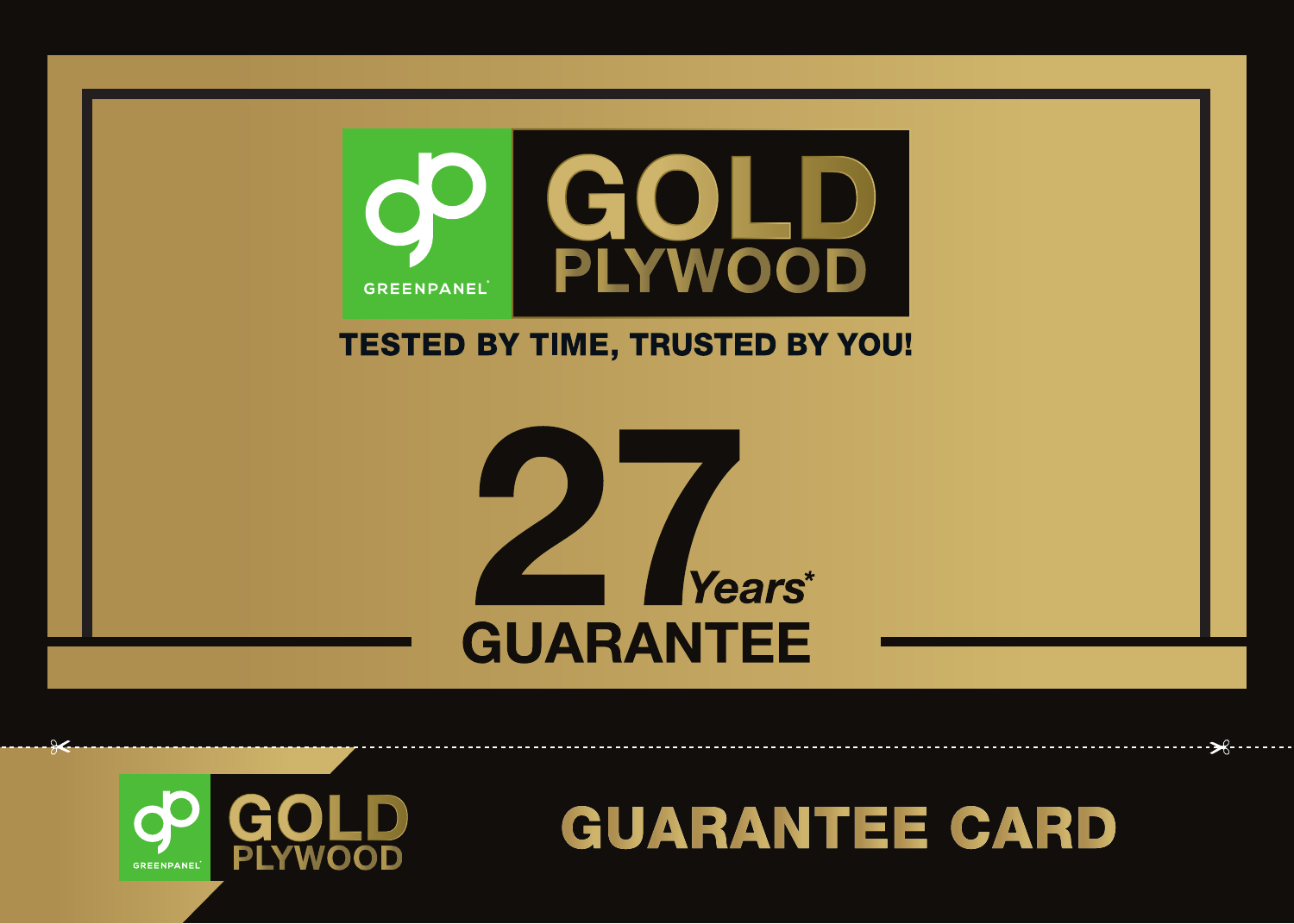GREENPANEL

# GOLD PLYWOOD

**TESTED BY TIME, TRUSTED BY YOU!**

# 27 *Years**

# GUARANTEE

GREENPANEL

GOLD PLYWOOD

# GUARANTEE CARD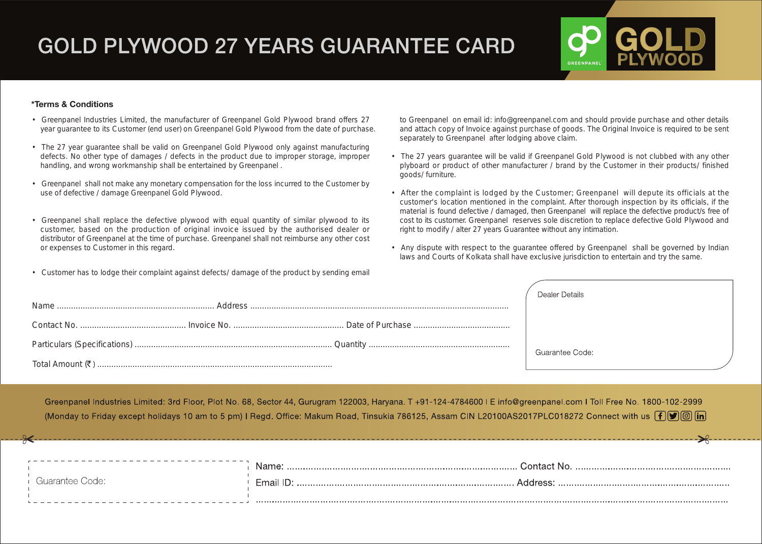# GOLD PLYWOOD 27 YEARS GUARANTEE CARD

GREENPANEL GOLD PLYWOOD

**\*Terms & Conditions**

- Greenpanel Industries Limited, the manufacturer of Greenpanel Gold Plywood brand offers 27 year guarantee to its Customer (end user) on Greenpanel Gold Plywood from the date of purchase.
- The 27 year guarantee shall be valid on Greenpanel Gold Plywood only against manufacturing defects. No other type of damages / defects in the product due to improper storage, improper handling, and wrong workmanship shall be entertained by Greenpanel .
- Greenpanel shall not make any monetary compensation for the loss incurred to the Customer by use of defective / damage Greenpanel Gold Plywood.
- Greenpanel shall replace the defective plywood with equal quantity of similar plywood to its customer, based on the production of original invoice issued by the authorised dealer or distributor of Greenpanel at the time of purchase. Greenpanel shall not reimburse any other cost or expenses to Customer in this regard.
- Customer has to lodge their complaint against defects/ damage of the product by sending email to Greenpanel on email id: info@greenpanel.com and should provide purchase and other details and attach copy of Invoice against purchase of goods. The Original Invoice is required to be sent separately to Greenpanel after lodging above claim.
- The 27 years guarantee will be valid if Greenpanel Gold Plywood is not clubbed with any other plyboard or product of other manufacturer / brand by the Customer in their products/ finished goods/ furniture.
- After the complaint is lodged by the Customer; Greenpanel will depute its officials at the customer's location mentioned in the complaint. After thorough inspection by its officials, if the material is found defective / damaged, then Greenpanel will replace the defective product/s free of cost to its customer. Greenpanel reserves sole discretion to replace defective Gold Plywood and right to modify / alter 27 years Guarantee without any intimation.
- Any dispute with respect to the guarantee offered by Greenpanel shall be governed by Indian laws and Courts of Kolkata shall have exclusive jurisdiction to entertain and try the same.

Name .................................................................. Address ..........................................................................................................

Contact No. ............................................. Invoice No. ............................................... Date of Purchase .........................................

Particulars (Specifications) .................................................................................... Quantity ............................................................

Total Amount (₹) ....................................................................................................

Dealer Details

Guarantee Code:

Greenpanel Industries Limited: 3rd Floor, Plot No. 68, Sector 44, Gurugram 122003, Haryana. T +91-124-4784600 I E info@greenpanel.com I Toll Free No. 1800-102-2999 (Monday to Friday except holidays 10 am to 5 pm) I Regd. Office: Makum Road, Tinsukia 786125, Assam CIN L20100AS2017PLC018272 Connect with us

---

Guarantee Code:

Name: ........................................................................................ Contact No. ...........................................................

Email ID: .................................................................................. Address: .................................................................

..........................................................................................................................................................................................